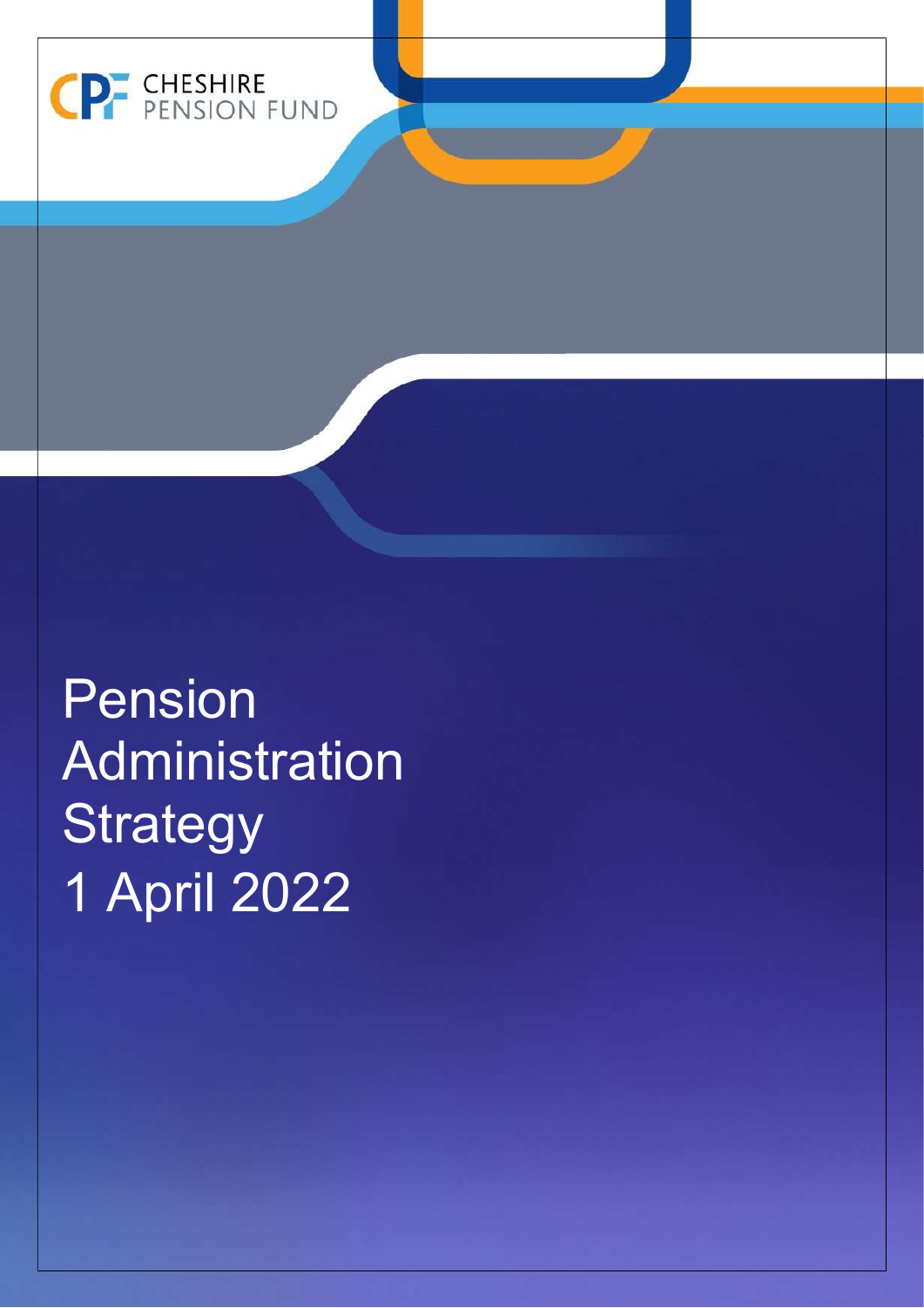CHESHIRE PENSION FUND

# Pension Administration Strategy 1 April 2022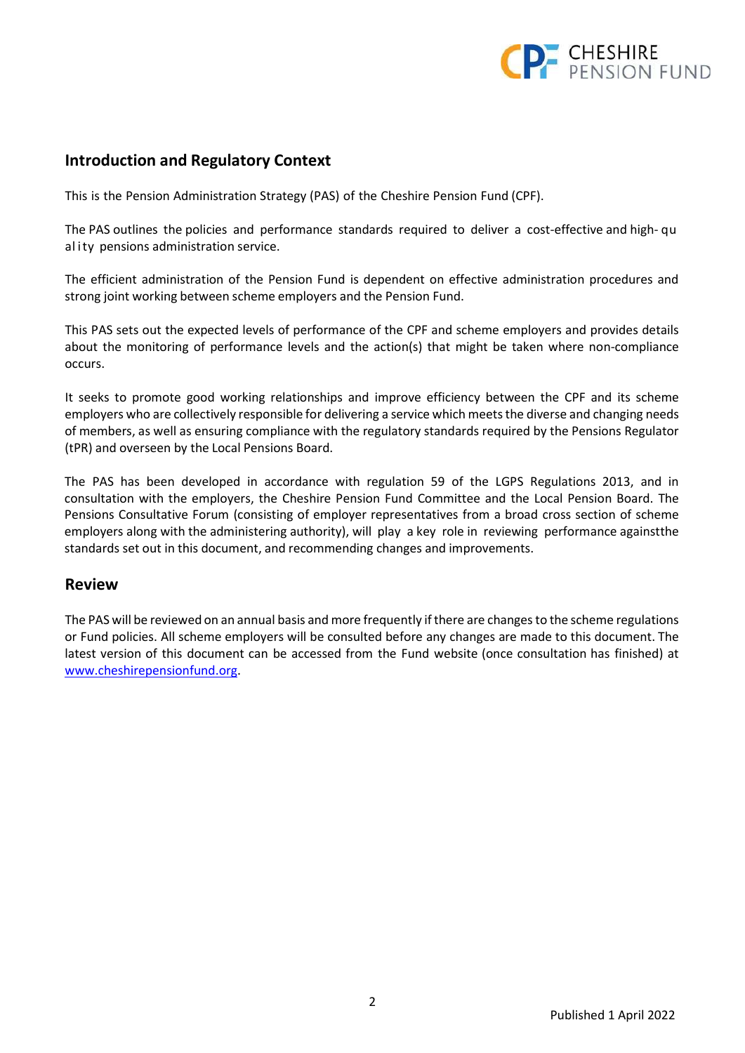## Introduction and Regulatory Context

This is the Pension Administration Strategy (PAS) of the Cheshire Pension Fund (CPF).

The PAS outlines the policies and performance standards required to deliver a cost-effective and high-quality pensions administration service.

The efficient administration of the Pension Fund is dependent on effective administration procedures and strong joint working between scheme employers and the Pension Fund.

This PAS sets out the expected levels of performance of the CPF and scheme employers and provides details about the monitoring of performance levels and the action(s) that might be taken where non-compliance occurs.

It seeks to promote good working relationships and improve efficiency between the CPF and its scheme employers who are collectively responsible for delivering a service which meets the diverse and changing needs of members, as well as ensuring compliance with the regulatory standards required by the Pensions Regulator (tPR) and overseen by the Local Pensions Board.

The PAS has been developed in accordance with regulation 59 of the LGPS Regulations 2013, and in consultation with the employers, the Cheshire Pension Fund Committee and the Local Pension Board. The Pensions Consultative Forum (consisting of employer representatives from a broad cross section of scheme employers along with the administering authority), will play a key role in reviewing performance againstthe standards set out in this document, and recommending changes and improvements.

## Review

The PAS will be reviewed on an annual basis and more frequently if there are changes to the scheme regulations or Fund policies. All scheme employers will be consulted before any changes are made to this document. The latest version of this document can be accessed from the Fund website (once consultation has finished) at www.cheshirepensionfund.org.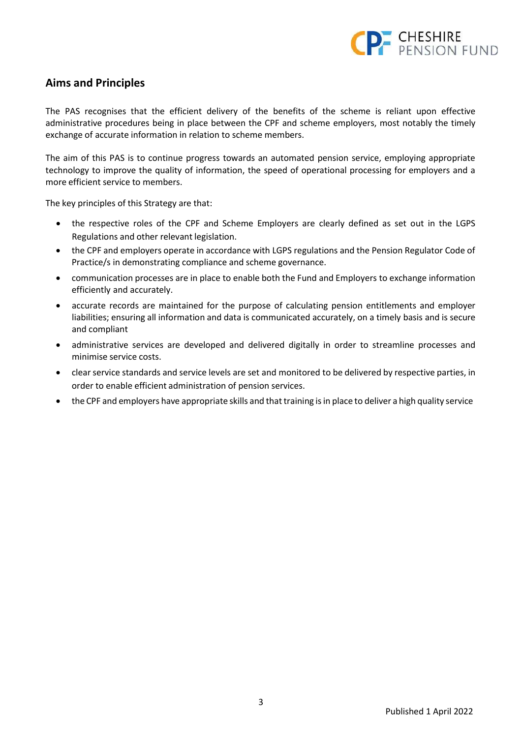## Aims and Principles

The PAS recognises that the efficient delivery of the benefits of the scheme is reliant upon effective administrative procedures being in place between the CPF and scheme employers, most notably the timely exchange of accurate information in relation to scheme members.

The aim of this PAS is to continue progress towards an automated pension service, employing appropriate technology to improve the quality of information, the speed of operational processing for employers and a more efficient service to members.

The key principles of this Strategy are that:

- the respective roles of the CPF and Scheme Employers are clearly defined as set out in the LGPS Regulations and other relevant legislation.
- the CPF and employers operate in accordance with LGPS regulations and the Pension Regulator Code of Practice/s in demonstrating compliance and scheme governance.
- communication processes are in place to enable both the Fund and Employers to exchange information efficiently and accurately.
- accurate records are maintained for the purpose of calculating pension entitlements and employer liabilities; ensuring all information and data is communicated accurately, on a timely basis and is secure and compliant
- administrative services are developed and delivered digitally in order to streamline processes and minimise service costs.
- clear service standards and service levels are set and monitored to be delivered by respective parties, in order to enable efficient administration of pension services.
- the CPF and employers have appropriate skills and that training is in place to deliver a high quality service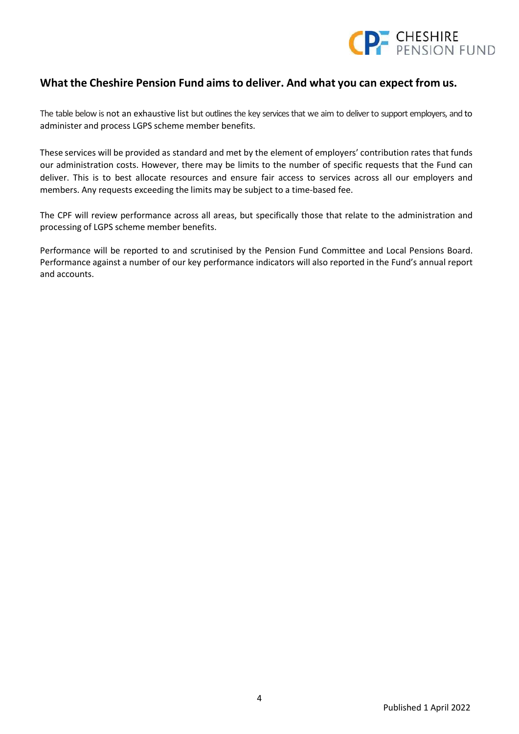## What the Cheshire Pension Fund aims to deliver. And what you can expect from us.

The table below is not an exhaustive list but outlines the key services that we aim to deliver to support employers, and to administer and process LGPS scheme member benefits.

These services will be provided as standard and met by the element of employers' contribution rates that funds our administration costs. However, there may be limits to the number of specific requests that the Fund can deliver. This is to best allocate resources and ensure fair access to services across all our employers and members. Any requests exceeding the limits may be subject to a time-based fee.

The CPF will review performance across all areas, but specifically those that relate to the administration and processing of LGPS scheme member benefits.

Performance will be reported to and scrutinised by the Pension Fund Committee and Local Pensions Board. Performance against a number of our key performance indicators will also reported in the Fund's annual report and accounts.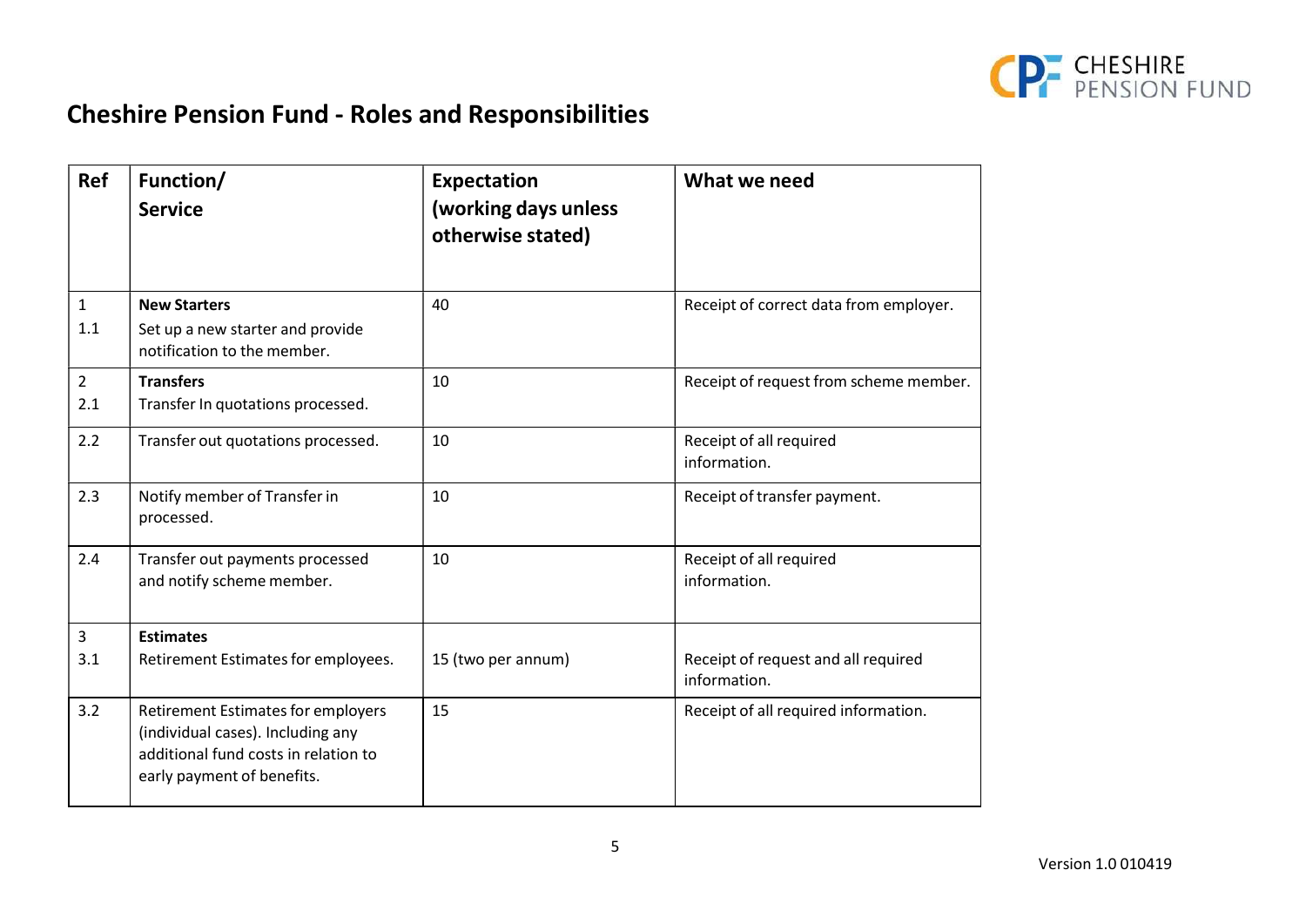# Cheshire Pension Fund - Roles and Responsibilities

| Ref | Function/ Service | Expectation (working days unless otherwise stated) | What we need |
|---|---|---|---|
| 1<br>1.1 | **New Starters**<br>Set up a new starter and provide notification to the member. | 40 | Receipt of correct data from employer. |
| 2<br>2.1 | **Transfers**<br>Transfer In quotations processed. | 10 | Receipt of request from scheme member. |
| 2.2 | Transfer out quotations processed. | 10 | Receipt of all required information. |
| 2.3 | Notify member of Transfer in processed. | 10 | Receipt of transfer payment. |
| 2.4 | Transfer out payments processed and notify scheme member. | 10 | Receipt of all required information. |
| 3<br>3.1 | **Estimates**<br>Retirement Estimates for employees. | 15 (two per annum) | Receipt of request and all required information. |
| 3.2 | Retirement Estimates for employers (individual cases). Including any additional fund costs in relation to early payment of benefits. | 15 | Receipt of all required information. |

Version 1.0 010419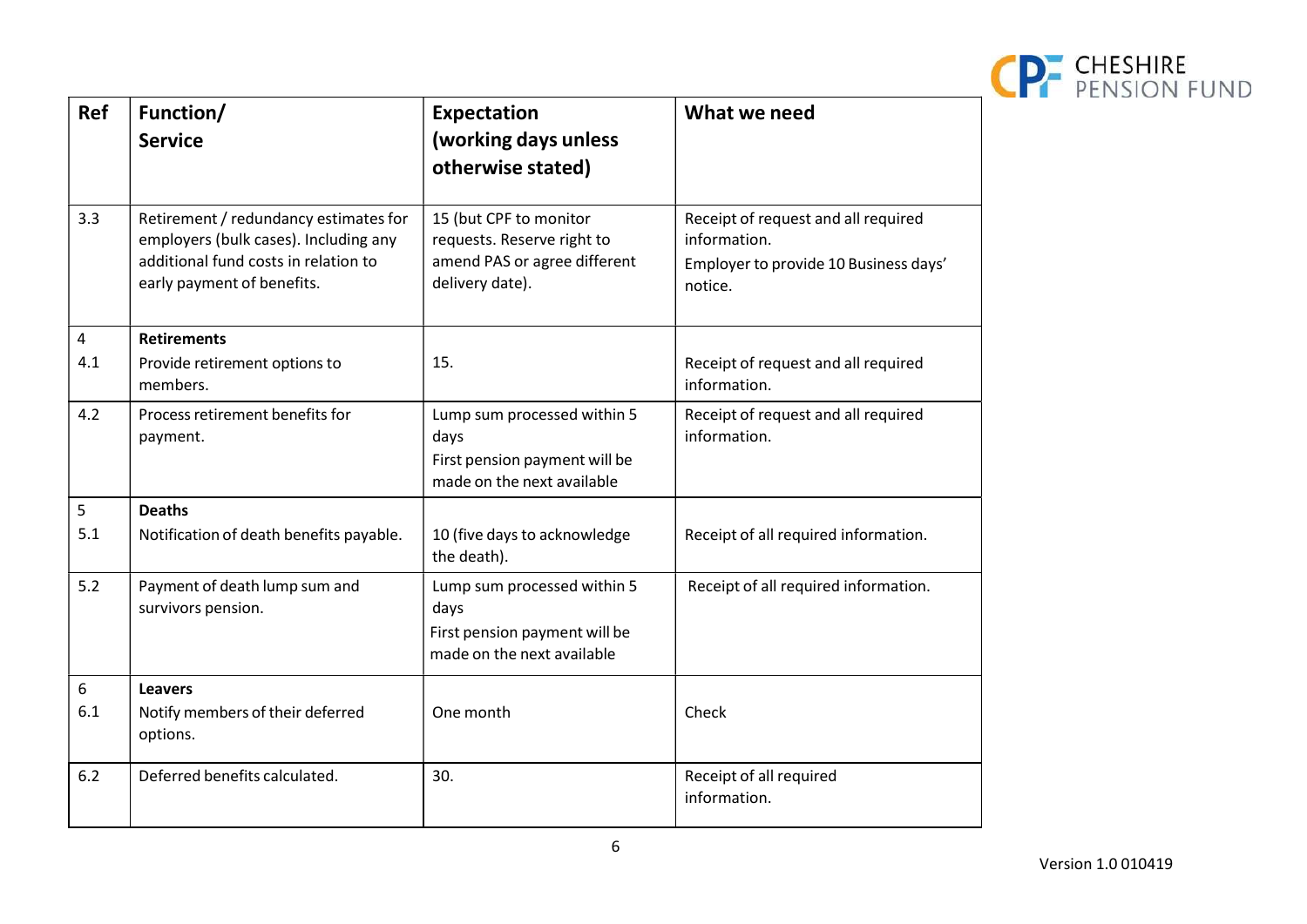| Ref | Function/ Service | Expectation (working days unless otherwise stated) | What we need |
|---|---|---|---|
| 3.3 | Retirement / redundancy estimates for employers (bulk cases). Including any additional fund costs in relation to early payment of benefits. | 15 (but CPF to monitor requests. Reserve right to amend PAS or agree different delivery date). | Receipt of request and all required information. Employer to provide 10 Business days' notice. |
| 4<br>4.1 | **Retirements**<br>Provide retirement options to members. | 15. | Receipt of request and all required information. |
| 4.2 | Process retirement benefits for payment. | Lump sum processed within 5 days<br>First pension payment will be made on the next available | Receipt of request and all required information. |
| 5<br>5.1 | **Deaths**<br>Notification of death benefits payable. | 10 (five days to acknowledge the death). | Receipt of all required information. |
| 5.2 | Payment of death lump sum and survivors pension. | Lump sum processed within 5 days<br>First pension payment will be made on the next available | Receipt of all required information. |
| 6<br>6.1 | **Leavers**<br>Notify members of their deferred options. | One month | Check |
| 6.2 | Deferred benefits calculated. | 30. | Receipt of all required information. |

Version 1.0 010419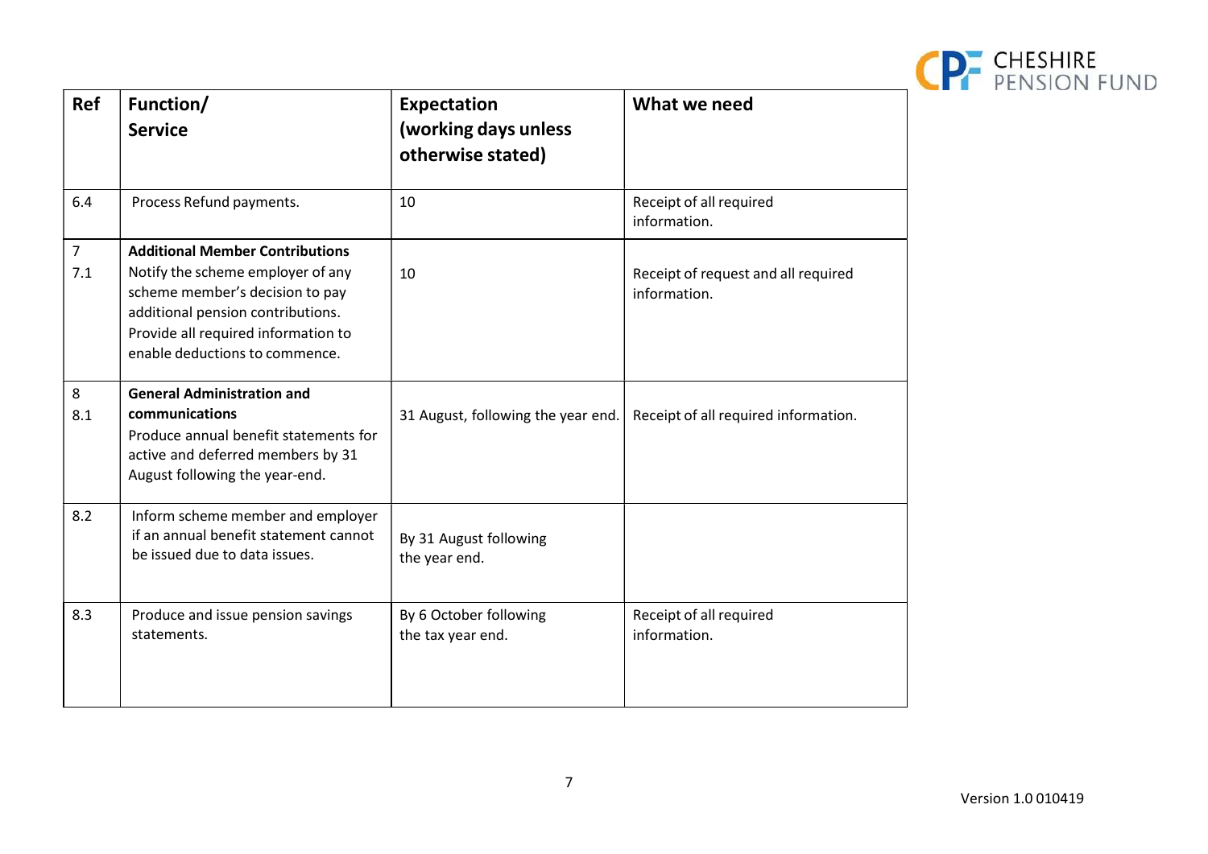| Ref | Function/ Service | Expectation (working days unless otherwise stated) | What we need |
|---|---|---|---|
| 6.4 | Process Refund payments. | 10 | Receipt of all required information. |
| 7<br>7.1 | **Additional Member Contributions**<br>Notify the scheme employer of any scheme member's decision to pay additional pension contributions. Provide all required information to enable deductions to commence. | 10 | Receipt of request and all required information. |
| 8<br>8.1 | **General Administration and communications**<br>Produce annual benefit statements for active and deferred members by 31 August following the year-end. | 31 August, following the year end. | Receipt of all required information. |
| 8.2 | Inform scheme member and employer if an annual benefit statement cannot be issued due to data issues. | By 31 August following the year end. | |
| 8.3 | Produce and issue pension savings statements. | By 6 October following the tax year end. | Receipt of all required information. |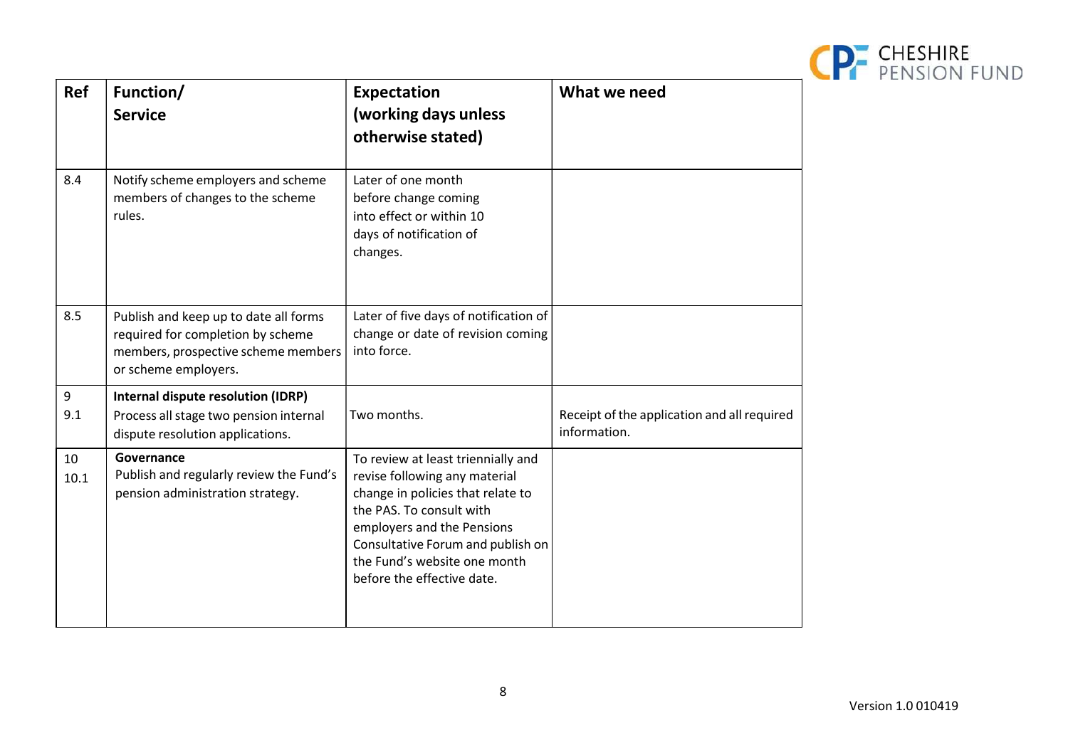| Ref | Function/ Service | Expectation (working days unless otherwise stated) | What we need |
|---|---|---|---|
| 8.4 | Notify scheme employers and scheme members of changes to the scheme rules. | Later of one month before change coming into effect or within 10 days of notification of changes. | |
| 8.5 | Publish and keep up to date all forms required for completion by scheme members, prospective scheme members or scheme employers. | Later of five days of notification of change or date of revision coming into force. | |
| 9<br>9.1 | **Internal dispute resolution (IDRP)**<br>Process all stage two pension internal dispute resolution applications. | Two months. | Receipt of the application and all required information. |
| 10<br>10.1 | **Governance**<br>Publish and regularly review the Fund's pension administration strategy. | To review at least triennially and revise following any material change in policies that relate to the PAS. To consult with employers and the Pensions Consultative Forum and publish on the Fund's website one month before the effective date. | |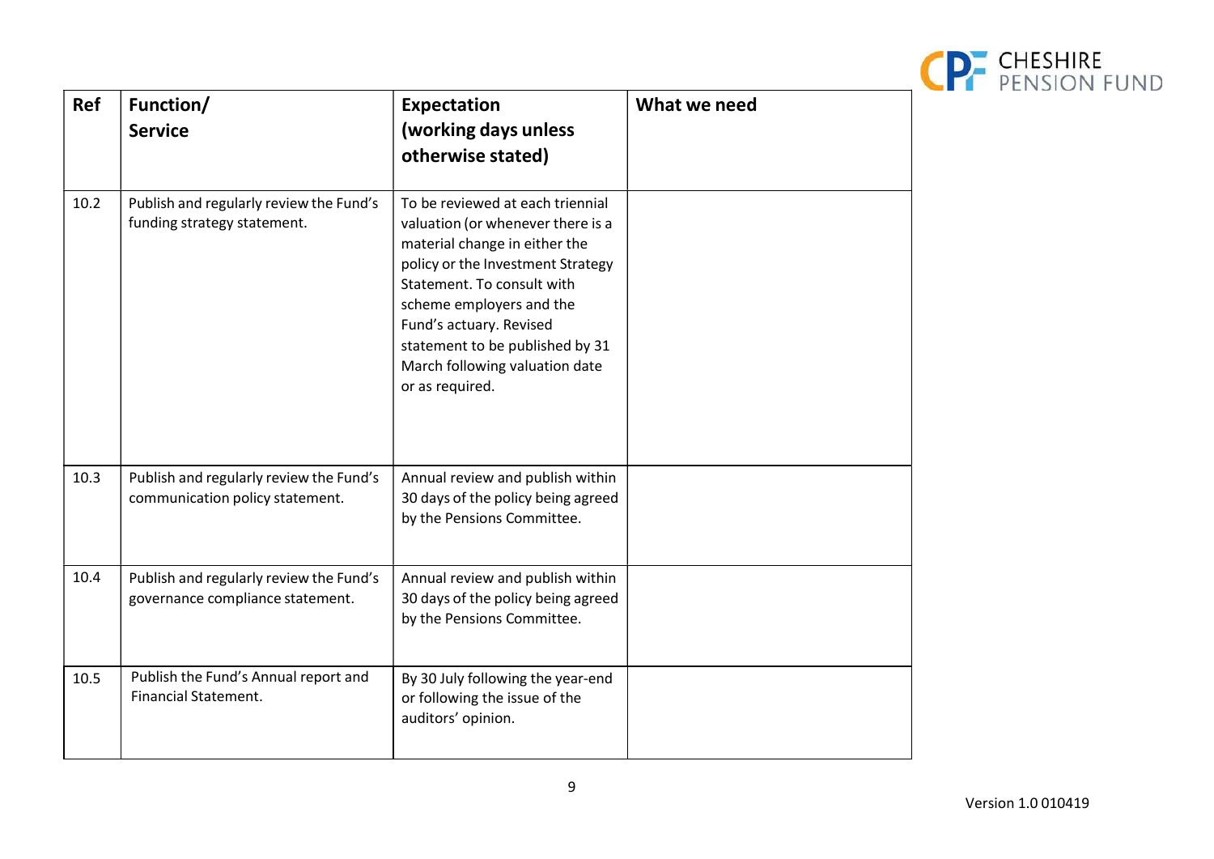| Ref | Function/ Service | Expectation (working days unless otherwise stated) | What we need |
|---|---|---|---|
| 10.2 | Publish and regularly review the Fund's funding strategy statement. | To be reviewed at each triennial valuation (or whenever there is a material change in either the policy or the Investment Strategy Statement. To consult with scheme employers and the Fund's actuary. Revised statement to be published by 31 March following valuation date or as required. | |
| 10.3 | Publish and regularly review the Fund's communication policy statement. | Annual review and publish within 30 days of the policy being agreed by the Pensions Committee. | |
| 10.4 | Publish and regularly review the Fund's governance compliance statement. | Annual review and publish within 30 days of the policy being agreed by the Pensions Committee. | |
| 10.5 | Publish the Fund's Annual report and Financial Statement. | By 30 July following the year-end or following the issue of the auditors' opinion. | |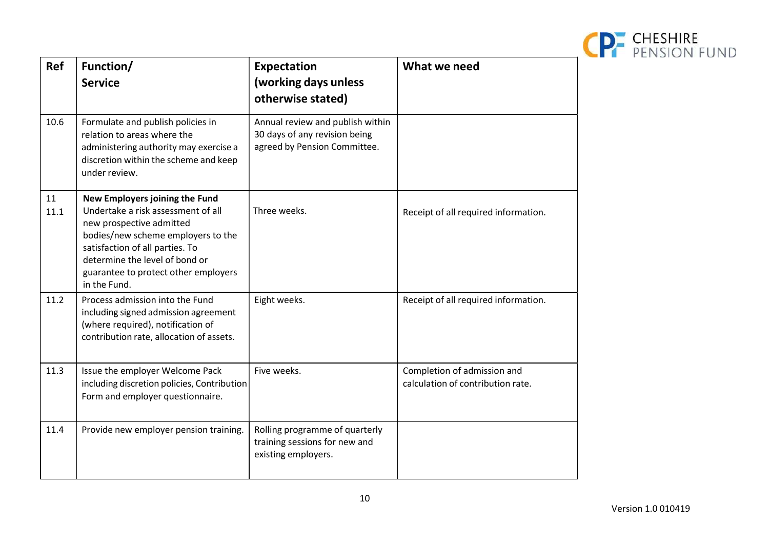| Ref | Function/ Service | Expectation (working days unless otherwise stated) | What we need |
|---|---|---|---|
| 10.6 | Formulate and publish policies in relation to areas where the administering authority may exercise a discretion within the scheme and keep under review. | Annual review and publish within 30 days of any revision being agreed by Pension Committee. | |
| 11<br>11.1 | **New Employers joining the Fund**<br>Undertake a risk assessment of all new prospective admitted bodies/new scheme employers to the satisfaction of all parties. To determine the level of bond or guarantee to protect other employers in the Fund. | Three weeks. | Receipt of all required information. |
| 11.2 | Process admission into the Fund including signed admission agreement (where required), notification of contribution rate, allocation of assets. | Eight weeks. | Receipt of all required information. |
| 11.3 | Issue the employer Welcome Pack including discretion policies, Contribution Form and employer questionnaire. | Five weeks. | Completion of admission and calculation of contribution rate. |
| 11.4 | Provide new employer pension training. | Rolling programme of quarterly training sessions for new and existing employers. | |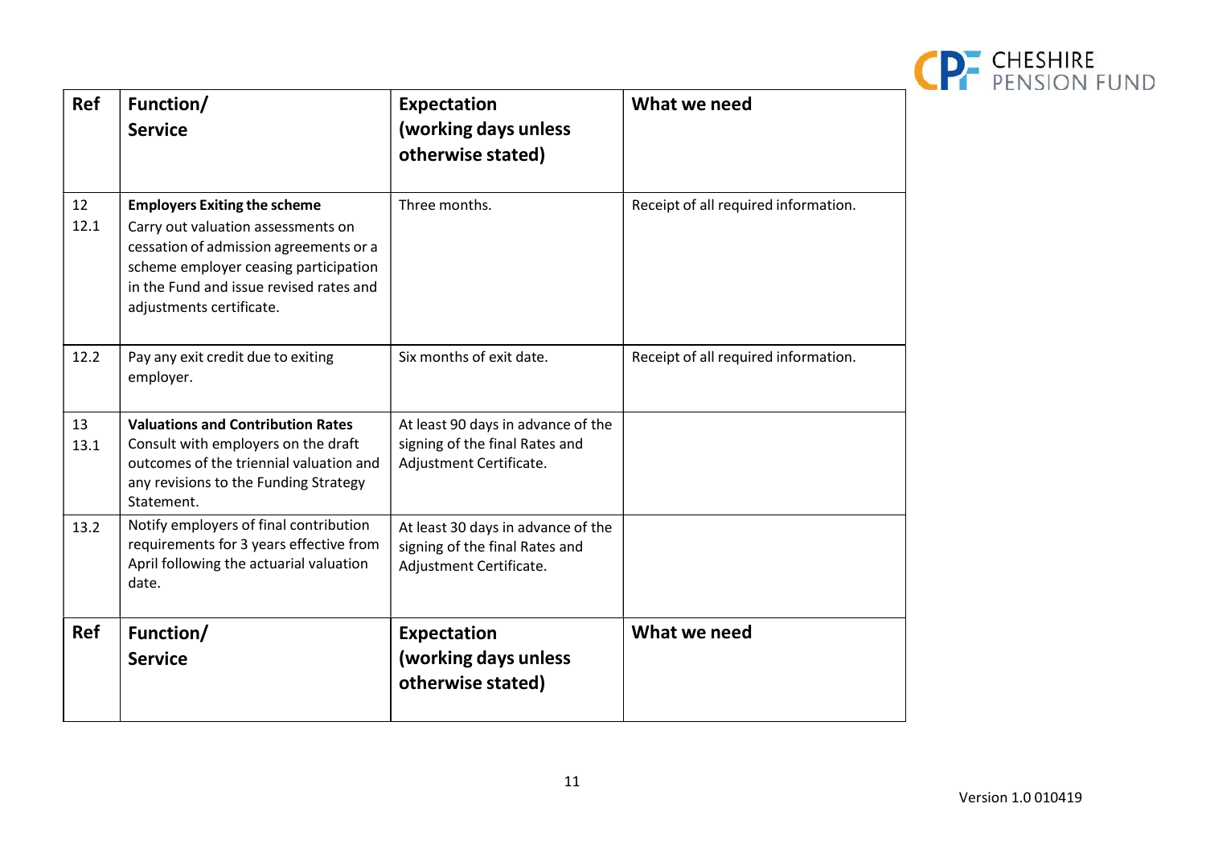| Ref | Function/ Service | Expectation (working days unless otherwise stated) | What we need |
|---|---|---|---|
| 12<br>12.1 | **Employers Exiting the scheme**<br>Carry out valuation assessments on cessation of admission agreements or a scheme employer ceasing participation in the Fund and issue revised rates and adjustments certificate. | Three months. | Receipt of all required information. |
| 12.2 | Pay any exit credit due to exiting employer. | Six months of exit date. | Receipt of all required information. |
| 13<br>13.1 | **Valuations and Contribution Rates**<br>Consult with employers on the draft outcomes of the triennial valuation and any revisions to the Funding Strategy Statement. | At least 90 days in advance of the signing of the final Rates and Adjustment Certificate. | |
| 13.2 | Notify employers of final contribution requirements for 3 years effective from April following the actuarial valuation date. | At least 30 days in advance of the signing of the final Rates and Adjustment Certificate. | |
| **Ref** | **Function/ Service** | **Expectation (working days unless otherwise stated)** | **What we need** |

Version 1.0 010419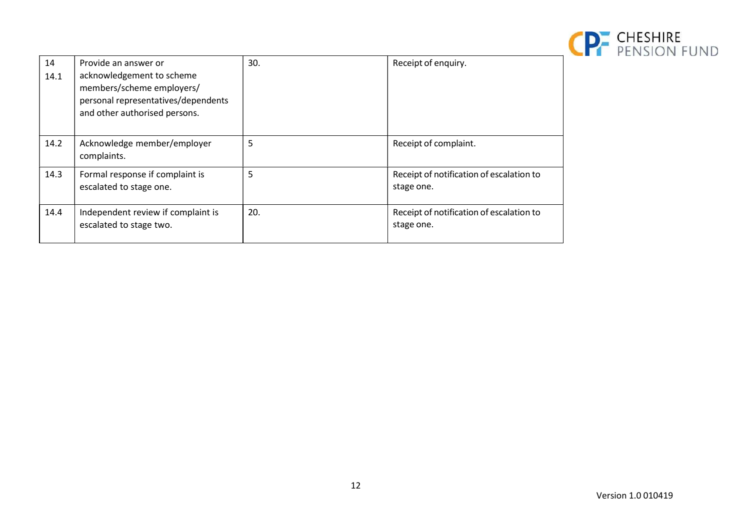| | | | |
|---|---|---|---|
| 14<br>14.1 | Provide an answer or acknowledgement to scheme members/scheme employers/ personal representatives/dependents and other authorised persons. | 30. | Receipt of enquiry. |
| 14.2 | Acknowledge member/employer complaints. | 5 | Receipt of complaint. |
| 14.3 | Formal response if complaint is escalated to stage one. | 5 | Receipt of notification of escalation to stage one. |
| 14.4 | Independent review if complaint is escalated to stage two. | 20. | Receipt of notification of escalation to stage one. |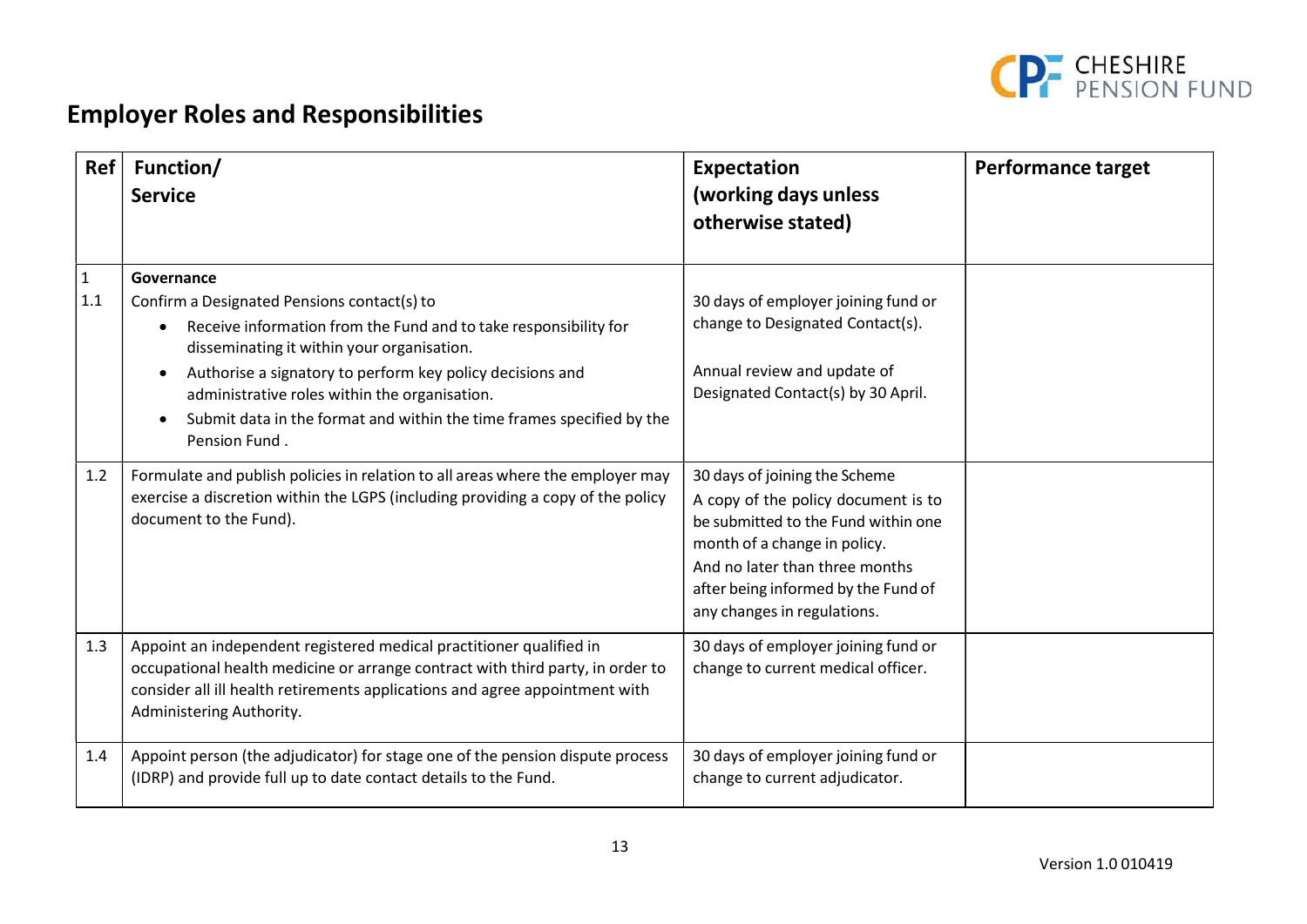## Employer Roles and Responsibilities

| Ref | Function/ Service | Expectation (working days unless otherwise stated) | Performance target |
|---|---|---|---|
| 1<br>1.1 | **Governance**<br>Confirm a Designated Pensions contact(s) to<br>• Receive information from the Fund and to take responsibility for disseminating it within your organisation.<br>• Authorise a signatory to perform key policy decisions and administrative roles within the organisation.<br>• Submit data in the format and within the time frames specified by the Pension Fund . | 30 days of employer joining fund or change to Designated Contact(s).<br><br>Annual review and update of Designated Contact(s) by 30 April. | |
| 1.2 | Formulate and publish policies in relation to all areas where the employer may exercise a discretion within the LGPS (including providing a copy of the policy document to the Fund). | 30 days of joining the Scheme<br>A copy of the policy document is to be submitted to the Fund within one month of a change in policy.<br>And no later than three months after being informed by the Fund of any changes in regulations. | |
| 1.3 | Appoint an independent registered medical practitioner qualified in occupational health medicine or arrange contract with third party, in order to consider all ill health retirements applications and agree appointment with Administering Authority. | 30 days of employer joining fund or change to current medical officer. | |
| 1.4 | Appoint person (the adjudicator) for stage one of the pension dispute process (IDRP) and provide full up to date contact details to the Fund. | 30 days of employer joining fund or change to current adjudicator. | |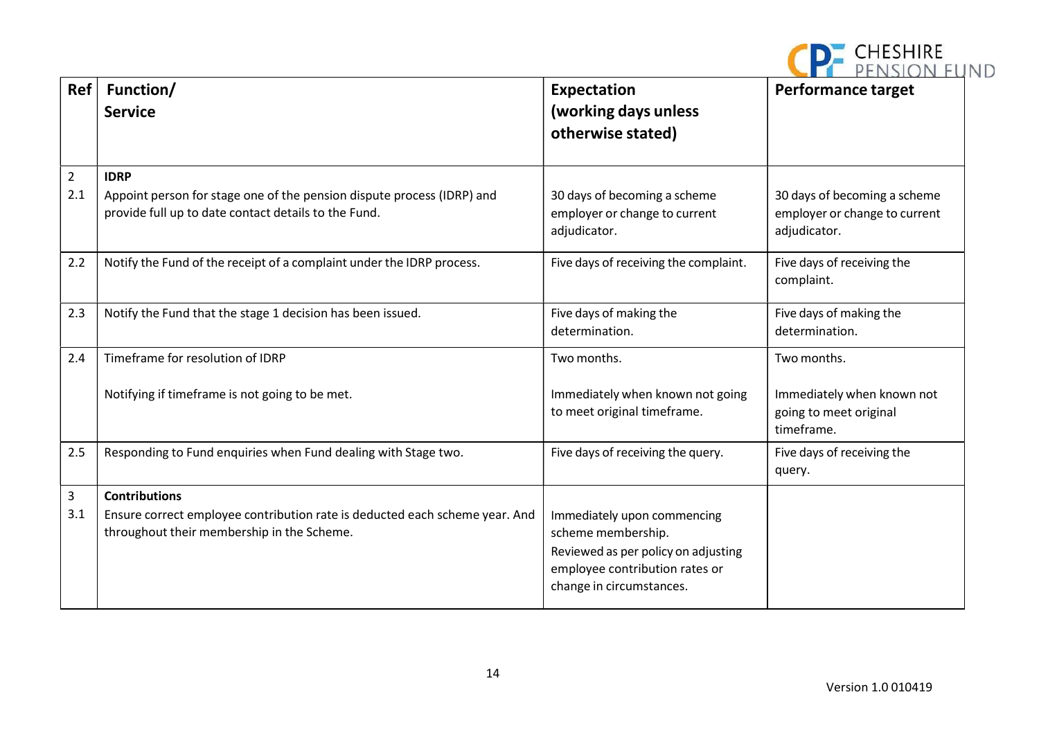| Ref | Function/ Service | Expectation (working days unless otherwise stated) | Performance target |
|---|---|---|---|
| 2<br>2.1 | **IDRP**<br>Appoint person for stage one of the pension dispute process (IDRP) and provide full up to date contact details to the Fund. | 30 days of becoming a scheme employer or change to current adjudicator. | 30 days of becoming a scheme employer or change to current adjudicator. |
| 2.2 | Notify the Fund of the receipt of a complaint under the IDRP process. | Five days of receiving the complaint. | Five days of receiving the complaint. |
| 2.3 | Notify the Fund that the stage 1 decision has been issued. | Five days of making the determination. | Five days of making the determination. |
| 2.4 | Timeframe for resolution of IDRP<br><br>Notifying if timeframe is not going to be met. | Two months.<br><br>Immediately when known not going to meet original timeframe. | Two months.<br><br>Immediately when known not going to meet original timeframe. |
| 2.5 | Responding to Fund enquiries when Fund dealing with Stage two. | Five days of receiving the query. | Five days of receiving the query. |
| 3<br>3.1 | **Contributions**<br>Ensure correct employee contribution rate is deducted each scheme year. And throughout their membership in the Scheme. | Immediately upon commencing scheme membership.<br>Reviewed as per policy on adjusting employee contribution rates or change in circumstances. | |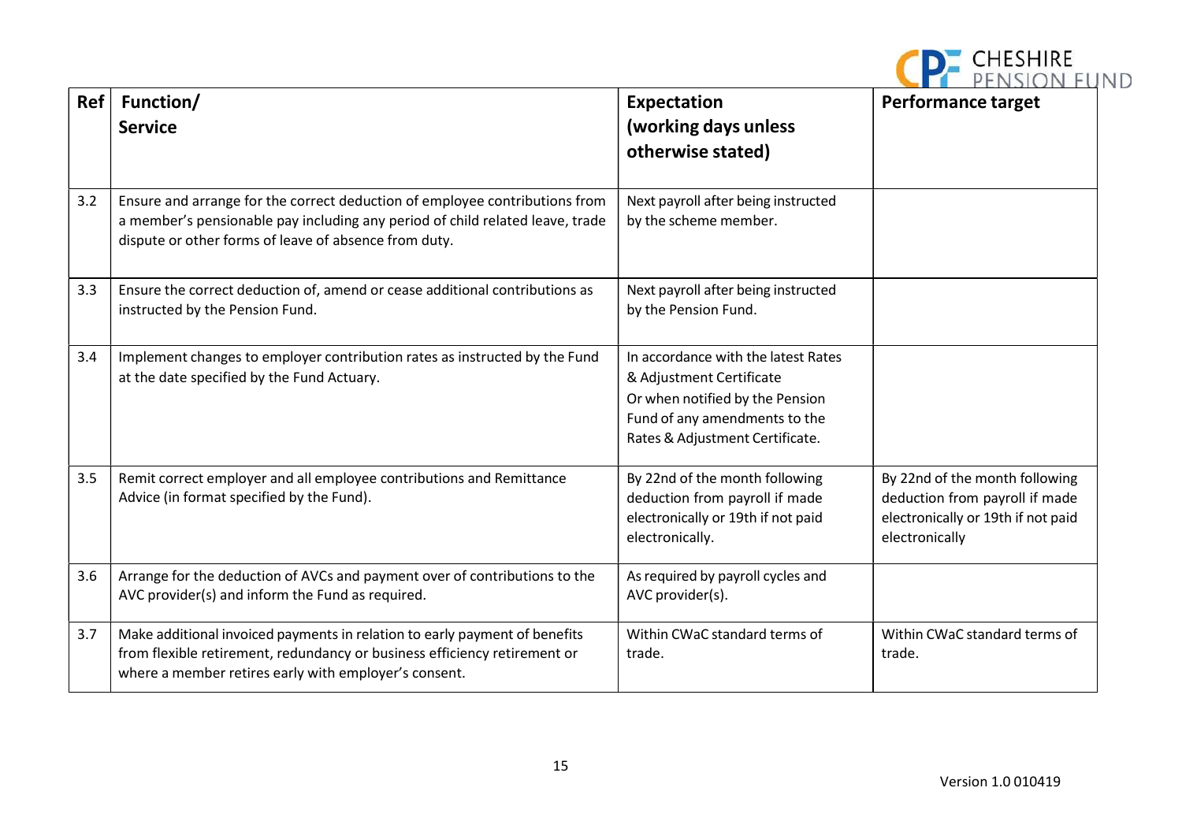| Ref | Function/ Service | Expectation (working days unless otherwise stated) | Performance target |
|---|---|---|---|
| 3.2 | Ensure and arrange for the correct deduction of employee contributions from a member's pensionable pay including any period of child related leave, trade dispute or other forms of leave of absence from duty. | Next payroll after being instructed by the scheme member. | |
| 3.3 | Ensure the correct deduction of, amend or cease additional contributions as instructed by the Pension Fund. | Next payroll after being instructed by the Pension Fund. | |
| 3.4 | Implement changes to employer contribution rates as instructed by the Fund at the date specified by the Fund Actuary. | In accordance with the latest Rates & Adjustment Certificate Or when notified by the Pension Fund of any amendments to the Rates & Adjustment Certificate. | |
| 3.5 | Remit correct employer and all employee contributions and Remittance Advice (in format specified by the Fund). | By 22nd of the month following deduction from payroll if made electronically or 19th if not paid electronically. | By 22nd of the month following deduction from payroll if made electronically or 19th if not paid electronically |
| 3.6 | Arrange for the deduction of AVCs and payment over of contributions to the AVC provider(s) and inform the Fund as required. | As required by payroll cycles and AVC provider(s). | |
| 3.7 | Make additional invoiced payments in relation to early payment of benefits from flexible retirement, redundancy or business efficiency retirement or where a member retires early with employer's consent. | Within CWaC standard terms of trade. | Within CWaC standard terms of trade. |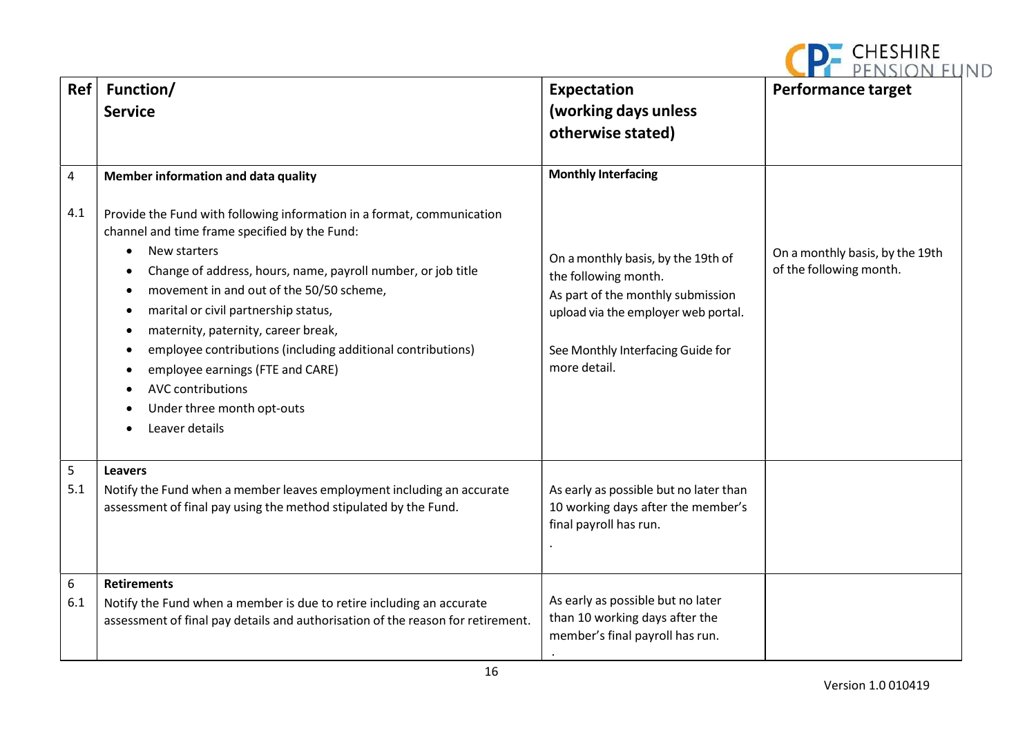| Ref | Function/<br>Service | Expectation<br>(working days unless otherwise stated) | Performance target |
|---|---|---|---|
| 4<br><br>4.1 | **Member information and data quality**<br><br>Provide the Fund with following information in a format, communication channel and time frame specified by the Fund:<br>• New starters<br>• Change of address, hours, name, payroll number, or job title<br>• movement in and out of the 50/50 scheme,<br>• marital or civil partnership status,<br>• maternity, paternity, career break,<br>• employee contributions (including additional contributions)<br>• employee earnings (FTE and CARE)<br>• AVC contributions<br>• Under three month opt-outs<br>• Leaver details | **Monthly Interfacing**<br><br>On a monthly basis, by the 19th of the following month.<br>As part of the monthly submission upload via the employer web portal.<br><br>See Monthly Interfacing Guide for more detail. | On a monthly basis, by the 19th of the following month. |
| 5<br>5.1 | **Leavers**<br>Notify the Fund when a member leaves employment including an accurate assessment of final pay using the method stipulated by the Fund. | As early as possible but no later than 10 working days after the member's final payroll has run.<br>. | |
| 6<br>6.1 | **Retirements**<br>Notify the Fund when a member is due to retire including an accurate assessment of final pay details and authorisation of the reason for retirement. | As early as possible but no later than 10 working days after the member's final payroll has run.<br>. | |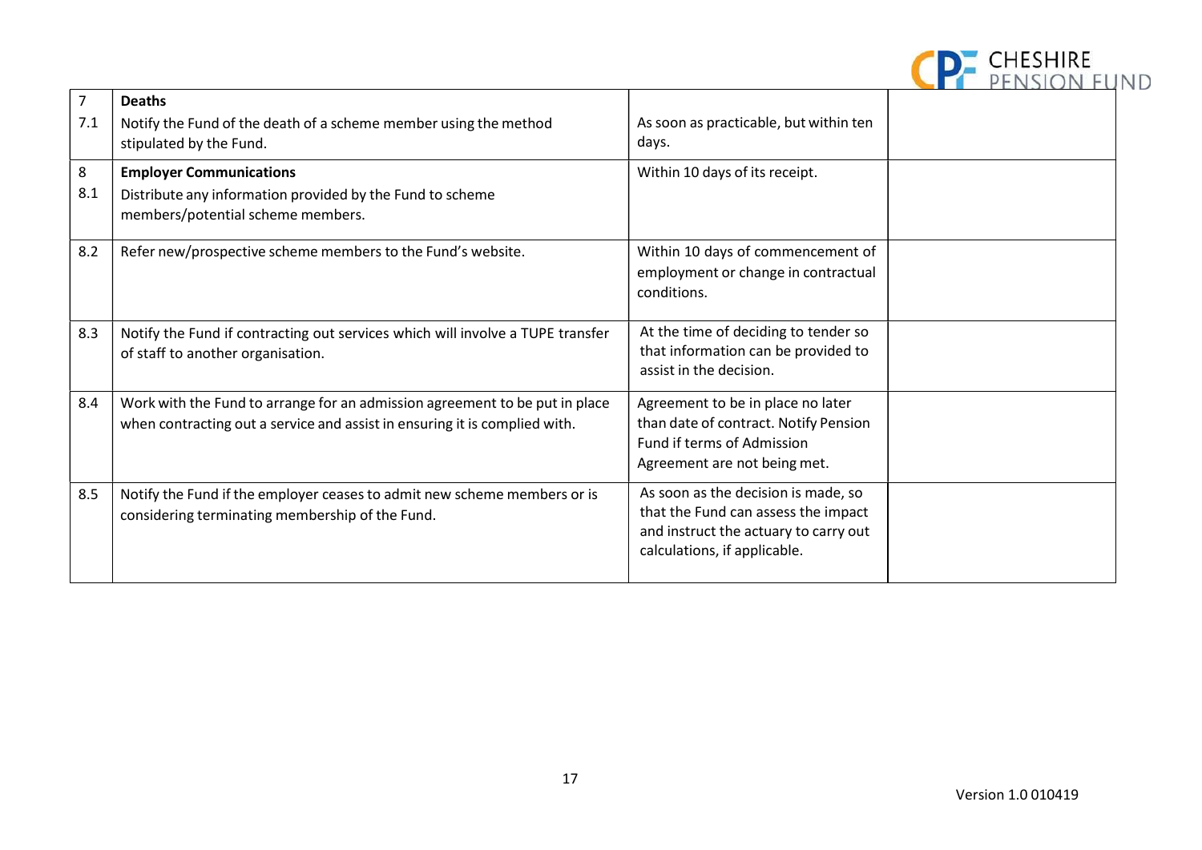| | | | |
|---|---|---|---|
| 7<br>7.1 | **Deaths**<br>Notify the Fund of the death of a scheme member using the method stipulated by the Fund. | As soon as practicable, but within ten days. | |
| 8<br>8.1 | **Employer Communications**<br>Distribute any information provided by the Fund to scheme members/potential scheme members. | Within 10 days of its receipt. | |
| 8.2 | Refer new/prospective scheme members to the Fund's website. | Within 10 days of commencement of employment or change in contractual conditions. | |
| 8.3 | Notify the Fund if contracting out services which will involve a TUPE transfer of staff to another organisation. | At the time of deciding to tender so that information can be provided to assist in the decision. | |
| 8.4 | Work with the Fund to arrange for an admission agreement to be put in place when contracting out a service and assist in ensuring it is complied with. | Agreement to be in place no later than date of contract. Notify Pension Fund if terms of Admission Agreement are not being met. | |
| 8.5 | Notify the Fund if the employer ceases to admit new scheme members or is considering terminating membership of the Fund. | As soon as the decision is made, so that the Fund can assess the impact and instruct the actuary to carry out calculations, if applicable. | |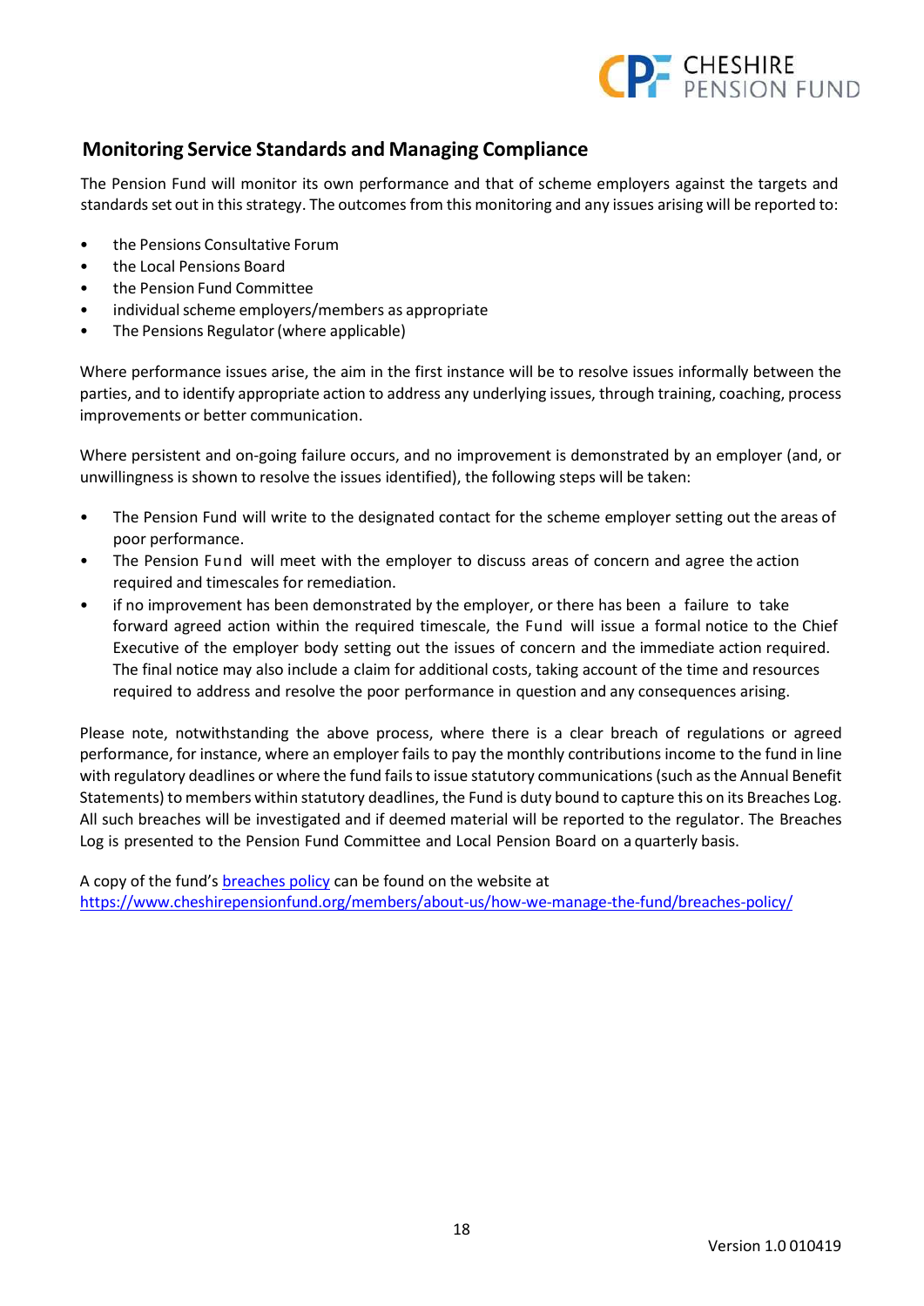## Monitoring Service Standards and Managing Compliance

The Pension Fund will monitor its own performance and that of scheme employers against the targets and standards set out in this strategy. The outcomes from this monitoring and any issues arising will be reported to:

- the Pensions Consultative Forum
- the Local Pensions Board
- the Pension Fund Committee
- individual scheme employers/members as appropriate
- The Pensions Regulator (where applicable)

Where performance issues arise, the aim in the first instance will be to resolve issues informally between the parties, and to identify appropriate action to address any underlying issues, through training, coaching, process improvements or better communication.

Where persistent and on-going failure occurs, and no improvement is demonstrated by an employer (and, or unwillingness is shown to resolve the issues identified), the following steps will be taken:

- The Pension Fund will write to the designated contact for the scheme employer setting out the areas of poor performance.
- The Pension Fund will meet with the employer to discuss areas of concern and agree the action required and timescales for remediation.
- if no improvement has been demonstrated by the employer, or there has been a failure to take forward agreed action within the required timescale, the Fund will issue a formal notice to the Chief Executive of the employer body setting out the issues of concern and the immediate action required. The final notice may also include a claim for additional costs, taking account of the time and resources required to address and resolve the poor performance in question and any consequences arising.

Please note, notwithstanding the above process, where there is a clear breach of regulations or agreed performance, for instance, where an employer fails to pay the monthly contributions income to the fund in line with regulatory deadlines or where the fund fails to issue statutory communications (such as the Annual Benefit Statements) to members within statutory deadlines, the Fund is duty bound to capture this on its Breaches Log. All such breaches will be investigated and if deemed material will be reported to the regulator. The Breaches Log is presented to the Pension Fund Committee and Local Pension Board on a quarterly basis.

A copy of the fund's [breaches policy](https://www.cheshirepensionfund.org/members/about-us/how-we-manage-the-fund/breaches-policy/) can be found on the website at https://www.cheshirepensionfund.org/members/about-us/how-we-manage-the-fund/breaches-policy/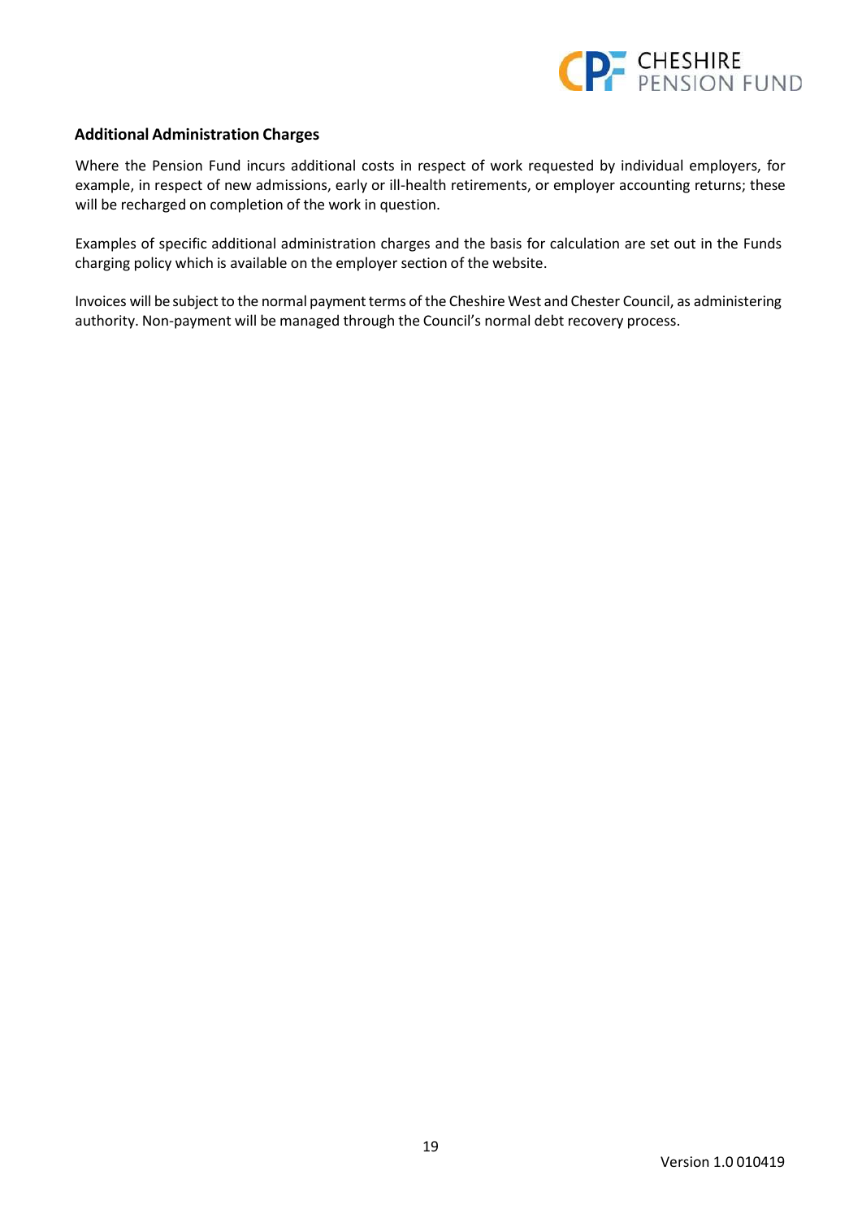### Additional Administration Charges

Where the Pension Fund incurs additional costs in respect of work requested by individual employers, for example, in respect of new admissions, early or ill-health retirements, or employer accounting returns; these will be recharged on completion of the work in question.

Examples of specific additional administration charges and the basis for calculation are set out in the Funds charging policy which is available on the employer section of the website.

Invoices will be subject to the normal payment terms of the Cheshire West and Chester Council, as administering authority. Non-payment will be managed through the Council's normal debt recovery process.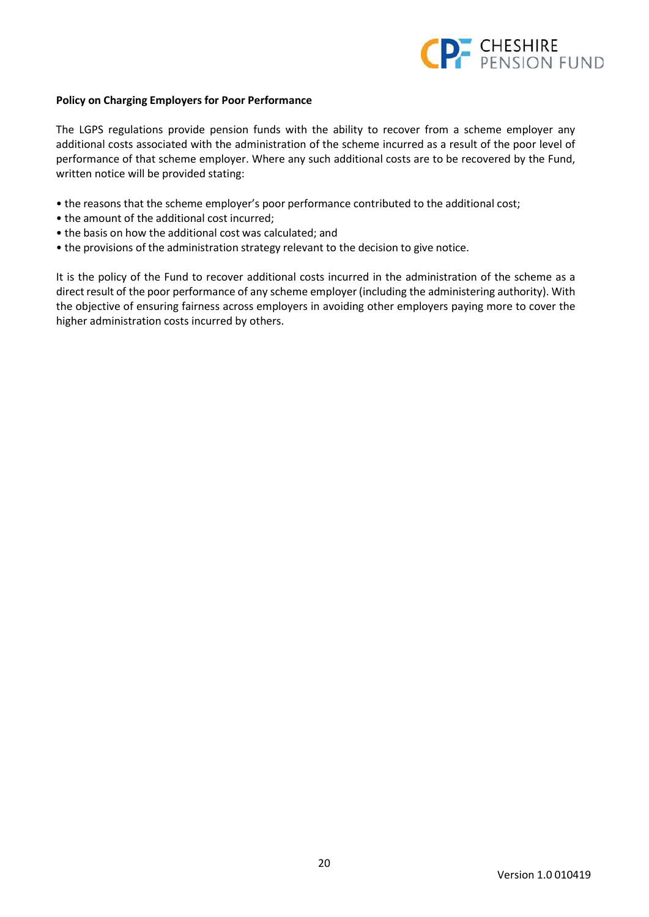**Policy on Charging Employers for Poor Performance**

The LGPS regulations provide pension funds with the ability to recover from a scheme employer any additional costs associated with the administration of the scheme incurred as a result of the poor level of performance of that scheme employer. Where any such additional costs are to be recovered by the Fund, written notice will be provided stating:

- the reasons that the scheme employer's poor performance contributed to the additional cost;
- the amount of the additional cost incurred;
- the basis on how the additional cost was calculated; and
- the provisions of the administration strategy relevant to the decision to give notice.

It is the policy of the Fund to recover additional costs incurred in the administration of the scheme as a direct result of the poor performance of any scheme employer (including the administering authority). With the objective of ensuring fairness across employers in avoiding other employers paying more to cover the higher administration costs incurred by others.